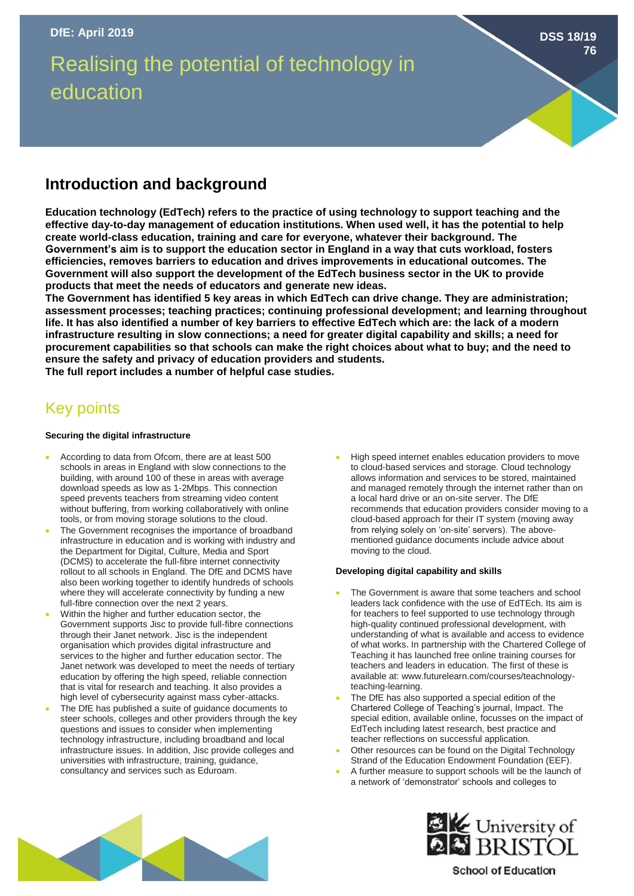DfE: April 2019

DSS 18/19
76

# Realising the potential of technology in education

## Introduction and background

**Education technology (EdTech) refers to the practice of using technology to support teaching and the effective day-to-day management of education institutions. When used well, it has the potential to help create world-class education, training and care for everyone, whatever their background. The Government's aim is to support the education sector in England in a way that cuts workload, fosters efficiencies, removes barriers to education and drives improvements in educational outcomes. The Government will also support the development of the EdTech business sector in the UK to provide products that meet the needs of educators and generate new ideas.**

**The Government has identified 5 key areas in which EdTech can drive change. They are administration; assessment processes; teaching practices; continuing professional development; and learning throughout life. It has also identified a number of key barriers to effective EdTech which are: the lack of a modern infrastructure resulting in slow connections; a need for greater digital capability and skills; a need for procurement capabilities so that schools can make the right choices about what to buy; and the need to ensure the safety and privacy of education providers and students.**

**The full report includes a number of helpful case studies.**

## Key points

#### Securing the digital infrastructure

- According to data from Ofcom, there are at least 500 schools in areas in England with slow connections to the building, with around 100 of these in areas with average download speeds as low as 1-2Mbps. This connection speed prevents teachers from streaming video content without buffering, from working collaboratively with online tools, or from moving storage solutions to the cloud.
- The Government recognises the importance of broadband infrastructure in education and is working with industry and the Department for Digital, Culture, Media and Sport (DCMS) to accelerate the full-fibre internet connectivity rollout to all schools in England. The DfE and DCMS have also been working together to identify hundreds of schools where they will accelerate connectivity by funding a new full-fibre connection over the next 2 years.
- Within the higher and further education sector, the Government supports Jisc to provide full-fibre connections through their Janet network. Jisc is the independent organisation which provides digital infrastructure and services to the higher and further education sector. The Janet network was developed to meet the needs of tertiary education by offering the high speed, reliable connection that is vital for research and teaching. It also provides a high level of cybersecurity against mass cyber-attacks.
- The DfE has published a suite of guidance documents to steer schools, colleges and other providers through the key questions and issues to consider when implementing technology infrastructure, including broadband and local infrastructure issues. In addition, Jisc provide colleges and universities with infrastructure, training, guidance, consultancy and services such as Eduroam.
- High speed internet enables education providers to move to cloud-based services and storage. Cloud technology allows information and services to be stored, maintained and managed remotely through the internet rather than on a local hard drive or an on-site server. The DfE recommends that education providers consider moving to a cloud-based approach for their IT system (moving away from relying solely on 'on-site' servers). The above-mentioned guidance documents include advice about moving to the cloud.

#### Developing digital capability and skills

- The Government is aware that some teachers and school leaders lack confidence with the use of EdTEch. Its aim is for teachers to feel supported to use technology through high-quality continued professional development, with understanding of what is available and access to evidence of what works. In partnership with the Chartered College of Teaching it has launched free online training courses for teachers and leaders in education. The first of these is available at: www.futurelearn.com/courses/teachnology-teaching-learning.
- The DfE has also supported a special edition of the Chartered College of Teaching's journal, Impact. The special edition, available online, focusses on the impact of EdTech including latest research, best practice and teacher reflections on successful application.
- Other resources can be found on the Digital Technology Strand of the Education Endowment Foundation (EEF).
- A further measure to support schools will be the launch of a network of 'demonstrator' schools and colleges to

University of BRISTOL
School of Education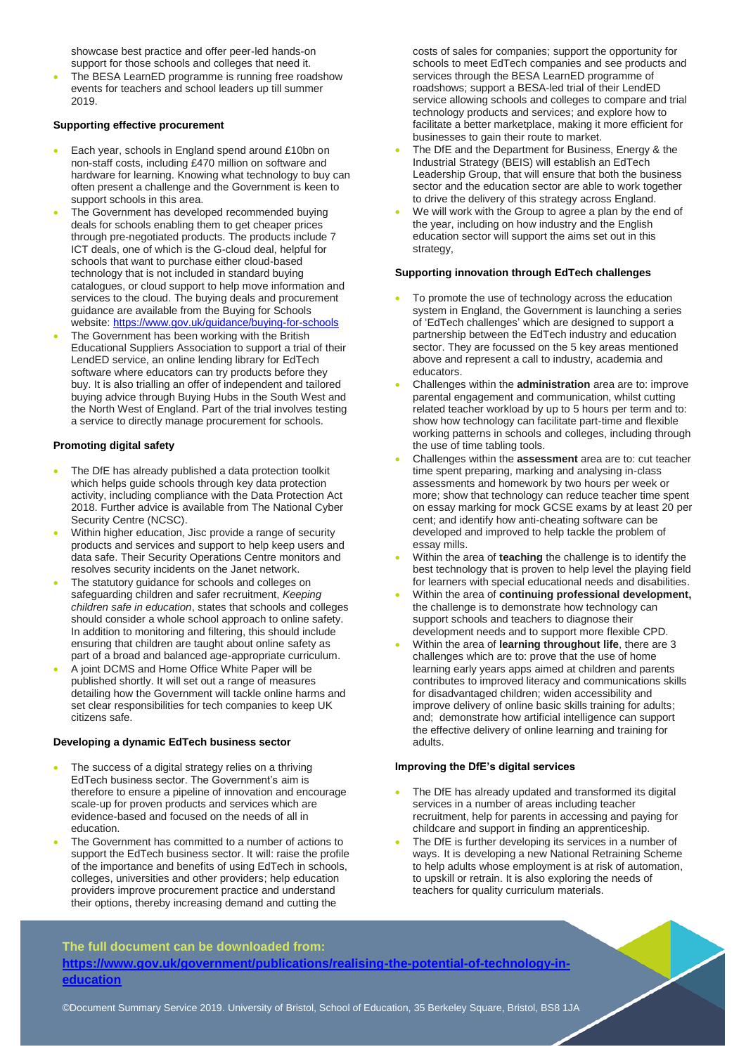showcase best practice and offer peer-led hands-on support for those schools and colleges that need it.

- The BESA LearnED programme is running free roadshow events for teachers and school leaders up till summer 2019.

**Supporting effective procurement**

- Each year, schools in England spend around £10bn on non-staff costs, including £470 million on software and hardware for learning. Knowing what technology to buy can often present a challenge and the Government is keen to support schools in this area.
- The Government has developed recommended buying deals for schools enabling them to get cheaper prices through pre-negotiated products. The products include 7 ICT deals, one of which is the G-cloud deal, helpful for schools that want to purchase either cloud-based technology that is not included in standard buying catalogues, or cloud support to help move information and services to the cloud. The buying deals and procurement guidance are available from the Buying for Schools website: https://www.gov.uk/guidance/buying-for-schools
- The Government has been working with the British Educational Suppliers Association to support a trial of their LendED service, an online lending library for EdTech software where educators can try products before they buy. It is also trialling an offer of independent and tailored buying advice through Buying Hubs in the South West and the North West of England. Part of the trial involves testing a service to directly manage procurement for schools.

**Promoting digital safety**

- The DfE has already published a data protection toolkit which helps guide schools through key data protection activity, including compliance with the Data Protection Act 2018. Further advice is available from The National Cyber Security Centre (NCSC).
- Within higher education, Jisc provide a range of security products and services and support to help keep users and data safe. Their Security Operations Centre monitors and resolves security incidents on the Janet network.
- The statutory guidance for schools and colleges on safeguarding children and safer recruitment, *Keeping children safe in education*, states that schools and colleges should consider a whole school approach to online safety. In addition to monitoring and filtering, this should include ensuring that children are taught about online safety as part of a broad and balanced age-appropriate curriculum.
- A joint DCMS and Home Office White Paper will be published shortly. It will set out a range of measures detailing how the Government will tackle online harms and set clear responsibilities for tech companies to keep UK citizens safe.

**Developing a dynamic EdTech business sector**

- The success of a digital strategy relies on a thriving EdTech business sector. The Government's aim is therefore to ensure a pipeline of innovation and encourage scale-up for proven products and services which are evidence-based and focused on the needs of all in education.
- The Government has committed to a number of actions to support the EdTech business sector. It will: raise the profile of the importance and benefits of using EdTech in schools, colleges, universities and other providers; help education providers improve procurement practice and understand their options, thereby increasing demand and cutting the costs of sales for companies; support the opportunity for schools to meet EdTech companies and see products and services through the BESA LearnED programme of roadshows; support a BESA-led trial of their LendED service allowing schools and colleges to compare and trial technology products and services; and explore how to facilitate a better marketplace, making it more efficient for businesses to gain their route to market.
- The DfE and the Department for Business, Energy & the Industrial Strategy (BEIS) will establish an EdTech Leadership Group, that will ensure that both the business sector and the education sector are able to work together to drive the delivery of this strategy across England.
- We will work with the Group to agree a plan by the end of the year, including on how industry and the English education sector will support the aims set out in this strategy,

**Supporting innovation through EdTech challenges**

- To promote the use of technology across the education system in England, the Government is launching a series of 'EdTech challenges' which are designed to support a partnership between the EdTech industry and education sector. They are focussed on the 5 key areas mentioned above and represent a call to industry, academia and educators.
- Challenges within the **administration** area are to: improve parental engagement and communication, whilst cutting related teacher workload by up to 5 hours per term and to: show how technology can facilitate part-time and flexible working patterns in schools and colleges, including through the use of time tabling tools.
- Challenges within the **assessment** area are to: cut teacher time spent preparing, marking and analysing in-class assessments and homework by two hours per week or more; show that technology can reduce teacher time spent on essay marking for mock GCSE exams by at least 20 per cent; and identify how anti-cheating software can be developed and improved to help tackle the problem of essay mills.
- Within the area of **teaching** the challenge is to identify the best technology that is proven to help level the playing field for learners with special educational needs and disabilities.
- Within the area of **continuing professional development,** the challenge is to demonstrate how technology can support schools and teachers to diagnose their development needs and to support more flexible CPD.
- Within the area of **learning throughout life**, there are 3 challenges which are to: prove that the use of home learning early years apps aimed at children and parents contributes to improved literacy and communications skills for disadvantaged children; widen accessibility and improve delivery of online basic skills training for adults; and; demonstrate how artificial intelligence can support the effective delivery of online learning and training for adults.

**Improving the DfE's digital services**

- The DfE has already updated and transformed its digital services in a number of areas including teacher recruitment, help for parents in accessing and paying for childcare and support in finding an apprenticeship.
- The DfE is further developing its services in a number of ways. It is developing a new National Retraining Scheme to help adults whose employment is at risk of automation, to upskill or retrain. It is also exploring the needs of teachers for quality curriculum materials.

**The full document can be downloaded from:**
**https://www.gov.uk/government/publications/realising-the-potential-of-technology-in-education**

©Document Summary Service 2019. University of Bristol, School of Education, 35 Berkeley Square, Bristol, BS8 1JA